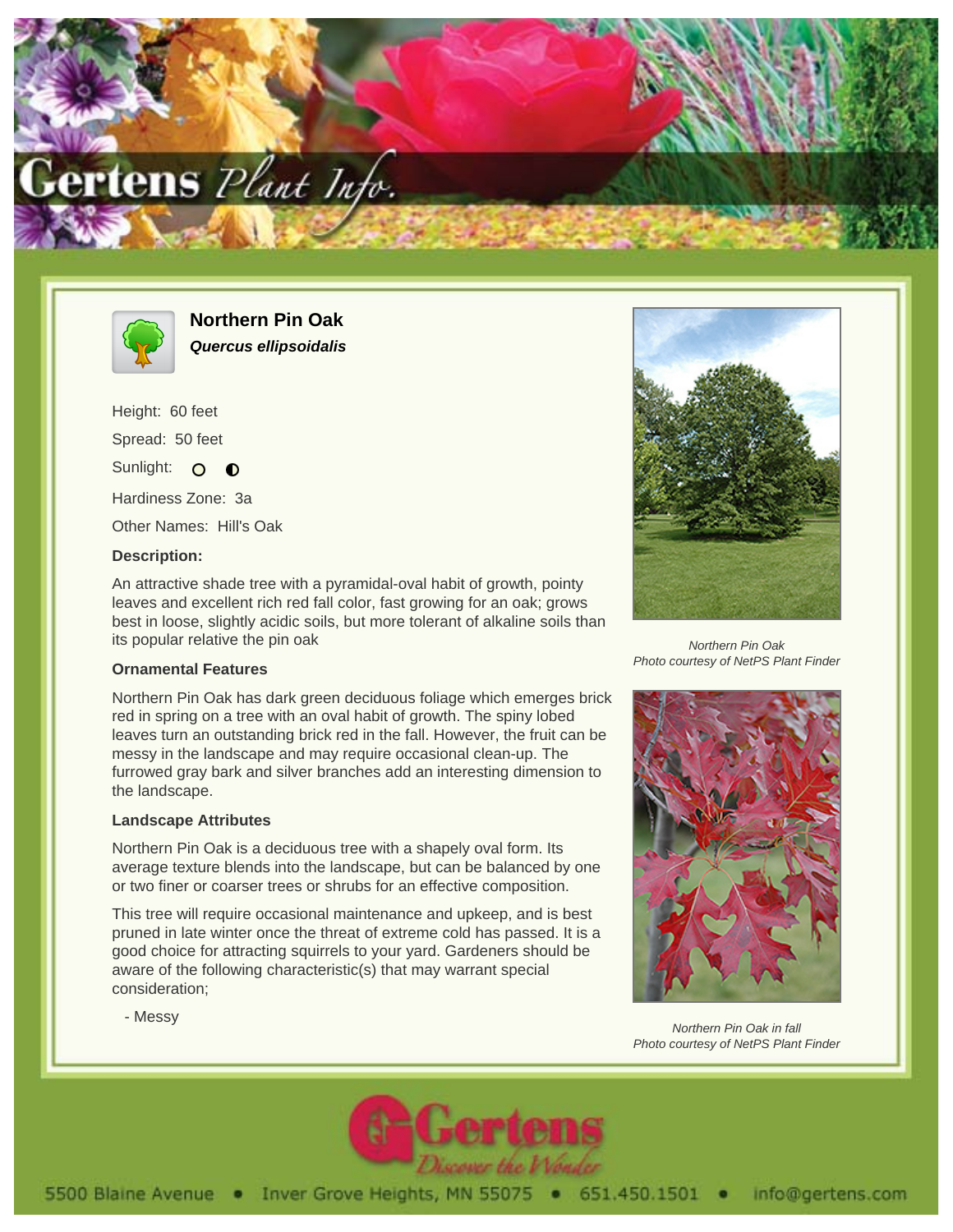# Northern Pin Oak

***Quercus ellipsoidalis***

Height: 60 feet

Spread: 50 feet

Sunlight:

Hardiness Zone: 3a

Other Names: Hill's Oak

**Description:**

An attractive shade tree with a pyramidal-oval habit of growth, pointy leaves and excellent rich red fall color, fast growing for an oak; grows best in loose, slightly acidic soils, but more tolerant of alkaline soils than its popular relative the pin oak

**Ornamental Features**

Northern Pin Oak has dark green deciduous foliage which emerges brick red in spring on a tree with an oval habit of growth. The spiny lobed leaves turn an outstanding brick red in the fall. However, the fruit can be messy in the landscape and may require occasional clean-up. The furrowed gray bark and silver branches add an interesting dimension to the landscape.

**Landscape Attributes**

Northern Pin Oak is a deciduous tree with a shapely oval form. Its average texture blends into the landscape, but can be balanced by one or two finer or coarser trees or shrubs for an effective composition.

This tree will require occasional maintenance and upkeep, and is best pruned in late winter once the threat of extreme cold has passed. It is a good choice for attracting squirrels to your yard. Gardeners should be aware of the following characteristic(s) that may warrant special consideration;

- Messy

*Northern Pin Oak*
*Photo courtesy of NetPS Plant Finder*

*Northern Pin Oak in fall*
*Photo courtesy of NetPS Plant Finder*

5500 Blaine Avenue • Inver Grove Heights, MN 55075 • 651.450.1501 • info@gertens.com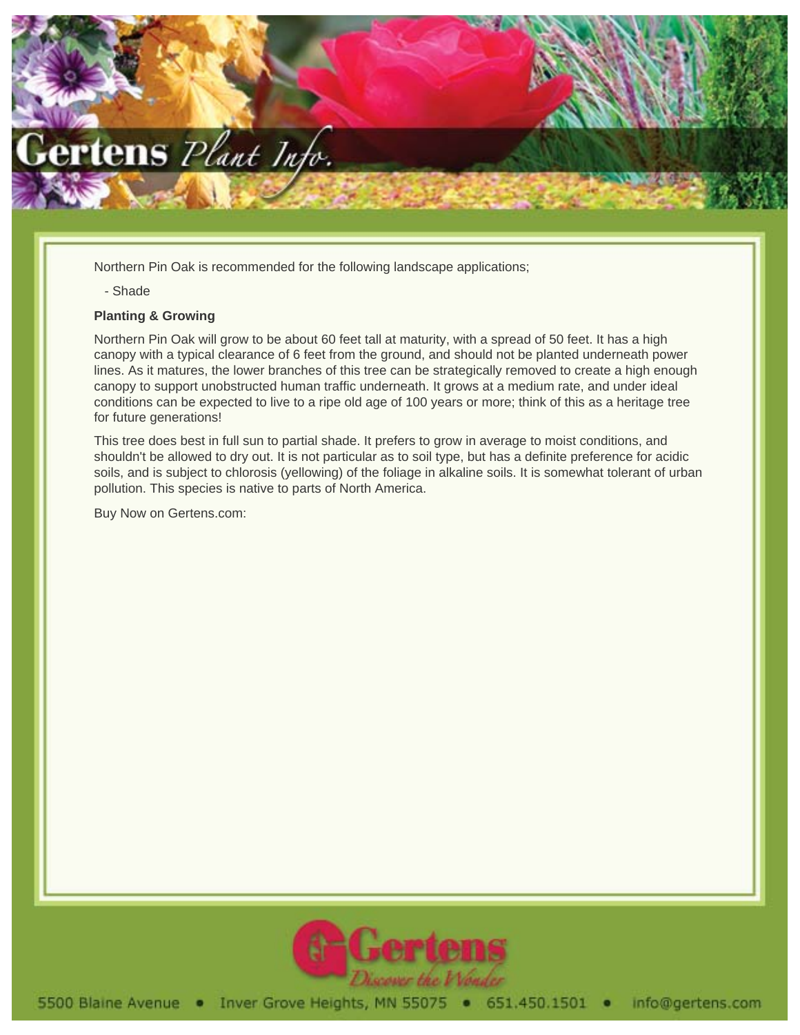Northern Pin Oak is recommended for the following landscape applications;

- Shade

**Planting & Growing**

Northern Pin Oak will grow to be about 60 feet tall at maturity, with a spread of 50 feet. It has a high canopy with a typical clearance of 6 feet from the ground, and should not be planted underneath power lines. As it matures, the lower branches of this tree can be strategically removed to create a high enough canopy to support unobstructed human traffic underneath. It grows at a medium rate, and under ideal conditions can be expected to live to a ripe old age of 100 years or more; think of this as a heritage tree for future generations!

This tree does best in full sun to partial shade. It prefers to grow in average to moist conditions, and shouldn't be allowed to dry out. It is not particular as to soil type, but has a definite preference for acidic soils, and is subject to chlorosis (yellowing) of the foliage in alkaline soils. It is somewhat tolerant of urban pollution. This species is native to parts of North America.

Buy Now on Gertens.com: